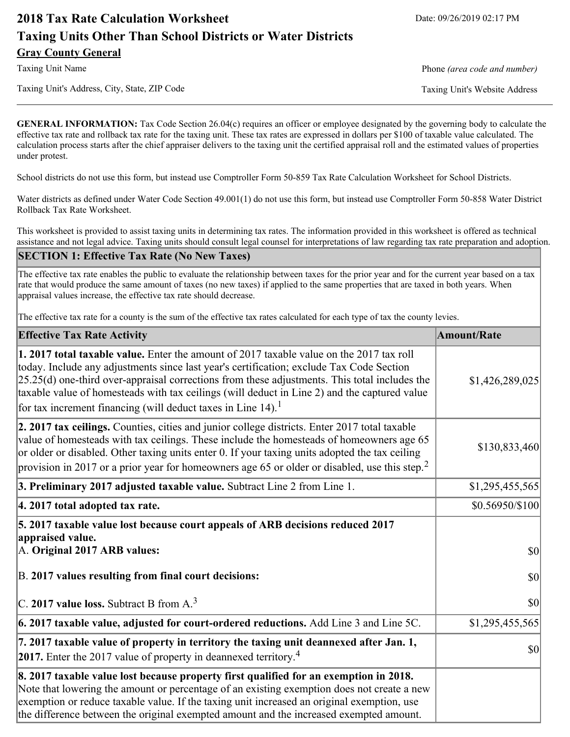# 2018 Tax Rate Calculation Worksheet

Date: 09/26/2019 02:17 PM

## Taxing Units Other Than School Districts or Water Districts

**Gray County General**

Taxing Unit Name

Phone *(area code and number)*

Taxing Unit's Address, City, State, ZIP Code

Taxing Unit's Website Address

**GENERAL INFORMATION:** Tax Code Section 26.04(c) requires an officer or employee designated by the governing body to calculate the effective tax rate and rollback tax rate for the taxing unit. These tax rates are expressed in dollars per $100 of taxable value calculated. The calculation process starts after the chief appraiser delivers to the taxing unit the certified appraisal roll and the estimated values of properties under protest.

School districts do not use this form, but instead use Comptroller Form 50-859 Tax Rate Calculation Worksheet for School Districts.

Water districts as defined under Water Code Section 49.001(1) do not use this form, but instead use Comptroller Form 50-858 Water District Rollback Tax Rate Worksheet.

This worksheet is provided to assist taxing units in determining tax rates. The information provided in this worksheet is offered as technical assistance and not legal advice. Taxing units should consult legal counsel for interpretations of law regarding tax rate preparation and adoption.

### SECTION 1: Effective Tax Rate (No New Taxes)

The effective tax rate enables the public to evaluate the relationship between taxes for the prior year and for the current year based on a tax rate that would produce the same amount of taxes (no new taxes) if applied to the same properties that are taxed in both years. When appraisal values increase, the effective tax rate should decrease.

The effective tax rate for a county is the sum of the effective tax rates calculated for each type of tax the county levies.

| Effective Tax Rate Activity | Amount/Rate |
|---|---|
| **1. 2017 total taxable value.** Enter the amount of 2017 taxable value on the 2017 tax roll today. Include any adjustments since last year's certification; exclude Tax Code Section 25.25(d) one-third over-appraisal corrections from these adjustments. This total includes the taxable value of homesteads with tax ceilings (will deduct in Line 2) and the captured value for tax increment financing (will deduct taxes in Line 14).[1] | $1,426,289,025 |
| **2. 2017 tax ceilings.** Counties, cities and junior college districts. Enter 2017 total taxable value of homesteads with tax ceilings. These include the homesteads of homeowners age 65 or older or disabled. Other taxing units enter 0. If your taxing units adopted the tax ceiling provision in 2017 or a prior year for homeowners age 65 or older or disabled, use this step.[2] | $130,833,460 |
| **3. Preliminary 2017 adjusted taxable value.** Subtract Line 2 from Line 1. | $1,295,455,565 |
| **4. 2017 total adopted tax rate.** | $0.56950/$100 |
| **5. 2017 taxable value lost because court appeals of ARB decisions reduced 2017 appraised value.** | |
| A. **Original 2017 ARB values:** | $0 |
| B. **2017 values resulting from final court decisions:** | $0 |
| C. **2017 value loss.** Subtract B from A.[3] | $0 |
| **6. 2017 taxable value, adjusted for court-ordered reductions.** Add Line 3 and Line 5C. | $1,295,455,565 |
| **7. 2017 taxable value of property in territory the taxing unit deannexed after Jan. 1, 2017.** Enter the 2017 value of property in deannexed territory.[4] | $0 |
| **8. 2017 taxable value lost because property first qualified for an exemption in 2018.** Note that lowering the amount or percentage of an existing exemption does not create a new exemption or reduce taxable value. If the taxing unit increased an original exemption, use the difference between the original exempted amount and the increased exempted amount. | |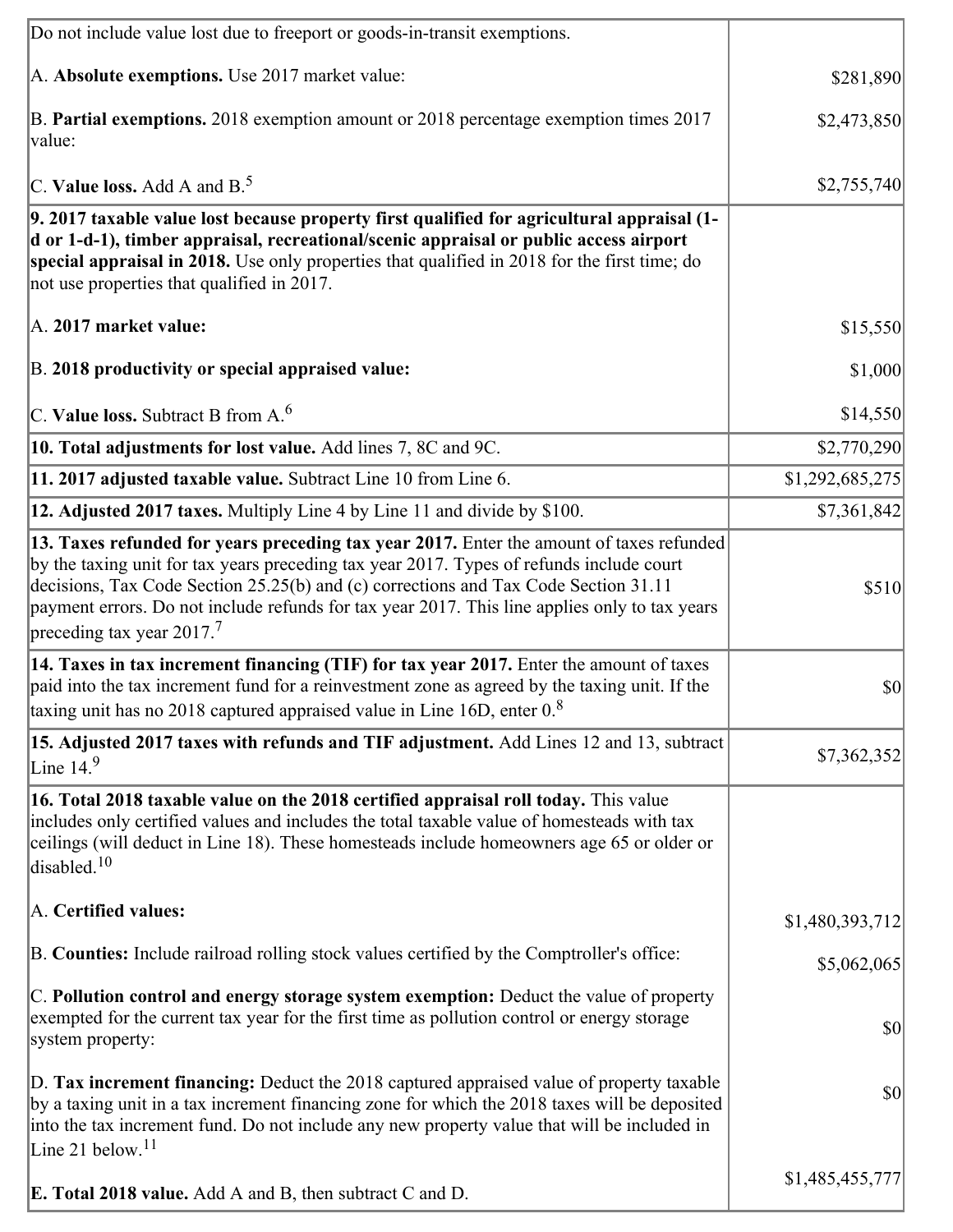| | |
|---|---|
| Do not include value lost due to freeport or goods-in-transit exemptions.<br><br>A. **Absolute exemptions.** Use 2017 market value:<br><br>B. **Partial exemptions.** 2018 exemption amount or 2018 percentage exemption times 2017 value:<br><br>C. **Value loss.** Add A and B.[5] | <br><br>$281,890<br><br>$2,473,850<br><br>$2,755,740 |
| **9. 2017 taxable value lost because property first qualified for agricultural appraisal (1-d or 1-d-1), timber appraisal, recreational/scenic appraisal or public access airport special appraisal in 2018.** Use only properties that qualified in 2018 for the first time; do not use properties that qualified in 2017.<br><br>A. **2017 market value:**<br><br>B. **2018 productivity or special appraised value:**<br><br>C. **Value loss.** Subtract B from A.[6] | <br><br><br><br>$15,550<br><br>$1,000<br><br>$14,550 |
| **10. Total adjustments for lost value.** Add lines 7, 8C and 9C. | $2,770,290 |
| **11. 2017 adjusted taxable value.** Subtract Line 10 from Line 6. | $1,292,685,275 |
| **12. Adjusted 2017 taxes.** Multiply Line 4 by Line 11 and divide by $100. | $7,361,842 |
| **13. Taxes refunded for years preceding tax year 2017.** Enter the amount of taxes refunded by the taxing unit for tax years preceding tax year 2017. Types of refunds include court decisions, Tax Code Section 25.25(b) and (c) corrections and Tax Code Section 31.11 payment errors. Do not include refunds for tax year 2017. This line applies only to tax years preceding tax year 2017.[7] | $510 |
| **14. Taxes in tax increment financing (TIF) for tax year 2017.** Enter the amount of taxes paid into the tax increment fund for a reinvestment zone as agreed by the taxing unit. If the taxing unit has no 2018 captured appraised value in Line 16D, enter 0.[8] | $0 |
| **15. Adjusted 2017 taxes with refunds and TIF adjustment.** Add Lines 12 and 13, subtract Line 14.[9] | $7,362,352 |
| **16. Total 2018 taxable value on the 2018 certified appraisal roll today.** This value includes only certified values and includes the total taxable value of homesteads with tax ceilings (will deduct in Line 18). These homesteads include homeowners age 65 or older or disabled.[10]<br><br>A. **Certified values:**<br><br>B. **Counties:** Include railroad rolling stock values certified by the Comptroller's office:<br><br>C. **Pollution control and energy storage system exemption:** Deduct the value of property exempted for the current tax year for the first time as pollution control or energy storage system property:<br><br>D. **Tax increment financing:** Deduct the 2018 captured appraised value of property taxable by a taxing unit in a tax increment financing zone for which the 2018 taxes will be deposited into the tax increment fund. Do not include any new property value that will be included in Line 21 below.[11]<br><br>E. **Total 2018 value.** Add A and B, then subtract C and D. | <br><br><br><br>$1,480,393,712<br><br>$5,062,065<br><br>$0<br><br>$0<br><br>$1,485,455,777 |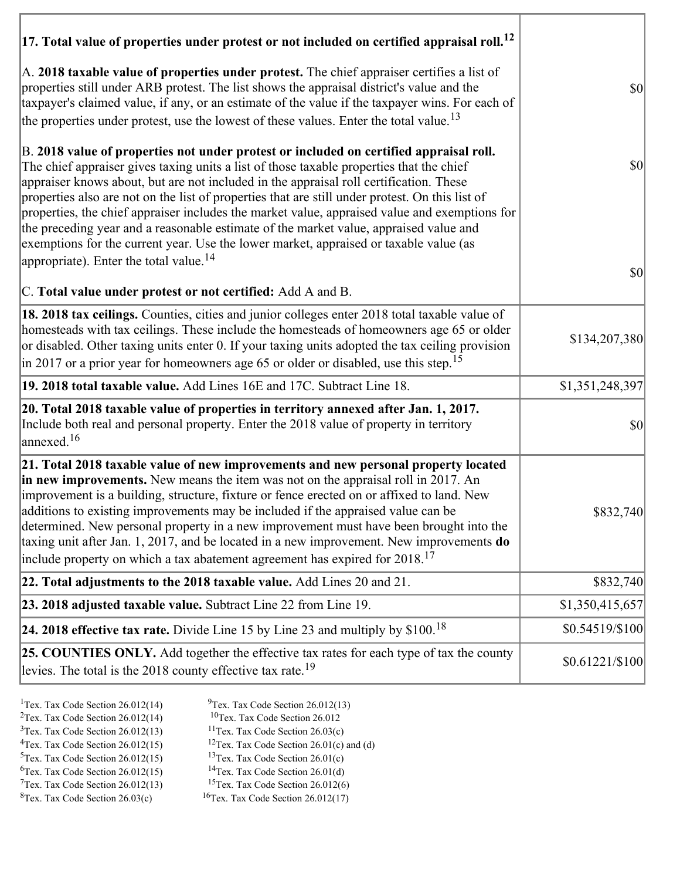| | |
|---|---|
| **17. Total value of properties under protest or not included on certified appraisal roll.**[12] | |
| A. **2018 taxable value of properties under protest.** The chief appraiser certifies a list of properties still under ARB protest. The list shows the appraisal district's value and the taxpayer's claimed value, if any, or an estimate of the value if the taxpayer wins. For each of the properties under protest, use the lowest of these values. Enter the total value.[13] | $0 |
| B. **2018 value of properties not under protest or included on certified appraisal roll.** The chief appraiser gives taxing units a list of those taxable properties that the chief appraiser knows about, but are not included in the appraisal roll certification. These properties also are not on the list of properties that are still under protest. On this list of properties, the chief appraiser includes the market value, appraised value and exemptions for the preceding year and a reasonable estimate of the market value, appraised value and exemptions for the current year. Use the lower market, appraised or taxable value (as appropriate). Enter the total value.[14] | $0 |
| C. **Total value under protest or not certified:** Add A and B. | $0 |
| **18. 2018 tax ceilings.** Counties, cities and junior colleges enter 2018 total taxable value of homesteads with tax ceilings. These include the homesteads of homeowners age 65 or older or disabled. Other taxing units enter 0. If your taxing units adopted the tax ceiling provision in 2017 or a prior year for homeowners age 65 or older or disabled, use this step.[15] | $134,207,380 |
| **19. 2018 total taxable value.** Add Lines 16E and 17C. Subtract Line 18. | $1,351,248,397 |
| **20. Total 2018 taxable value of properties in territory annexed after Jan. 1, 2017.** Include both real and personal property. Enter the 2018 value of property in territory annexed.[16] | $0 |
| **21. Total 2018 taxable value of new improvements and new personal property located in new improvements.** New means the item was not on the appraisal roll in 2017. An improvement is a building, structure, fixture or fence erected on or affixed to land. New additions to existing improvements may be included if the appraised value can be determined. New personal property in a new improvement must have been brought into the taxing unit after Jan. 1, 2017, and be located in a new improvement. New improvements **do** include property on which a tax abatement agreement has expired for 2018.[17] | $832,740 |
| **22. Total adjustments to the 2018 taxable value.** Add Lines 20 and 21. | $832,740 |
| **23. 2018 adjusted taxable value.** Subtract Line 22 from Line 19. | $1,350,415,657 |
| **24. 2018 effective tax rate.** Divide Line 15 by Line 23 and multiply by $100.[18] | $0.54519/$100 |
| **25. COUNTIES ONLY.** Add together the effective tax rates for each type of tax the county levies. The total is the 2018 county effective tax rate.[19] | $0.61221/$100 |

[1]Tex. Tax Code Section 26.012(14)
[2]Tex. Tax Code Section 26.012(14)
[3]Tex. Tax Code Section 26.012(13)
[4]Tex. Tax Code Section 26.012(15)
[5]Tex. Tax Code Section 26.012(15)
[6]Tex. Tax Code Section 26.012(15)
[7]Tex. Tax Code Section 26.012(13)
[8]Tex. Tax Code Section 26.03(c)
[9]Tex. Tax Code Section 26.012(13)
[10]Tex. Tax Code Section 26.012
[11]Tex. Tax Code Section 26.03(c)
[12]Tex. Tax Code Section 26.01(c) and (d)
[13]Tex. Tax Code Section 26.01(c)
[14]Tex. Tax Code Section 26.01(d)
[15]Tex. Tax Code Section 26.012(6)
[16]Tex. Tax Code Section 26.012(17)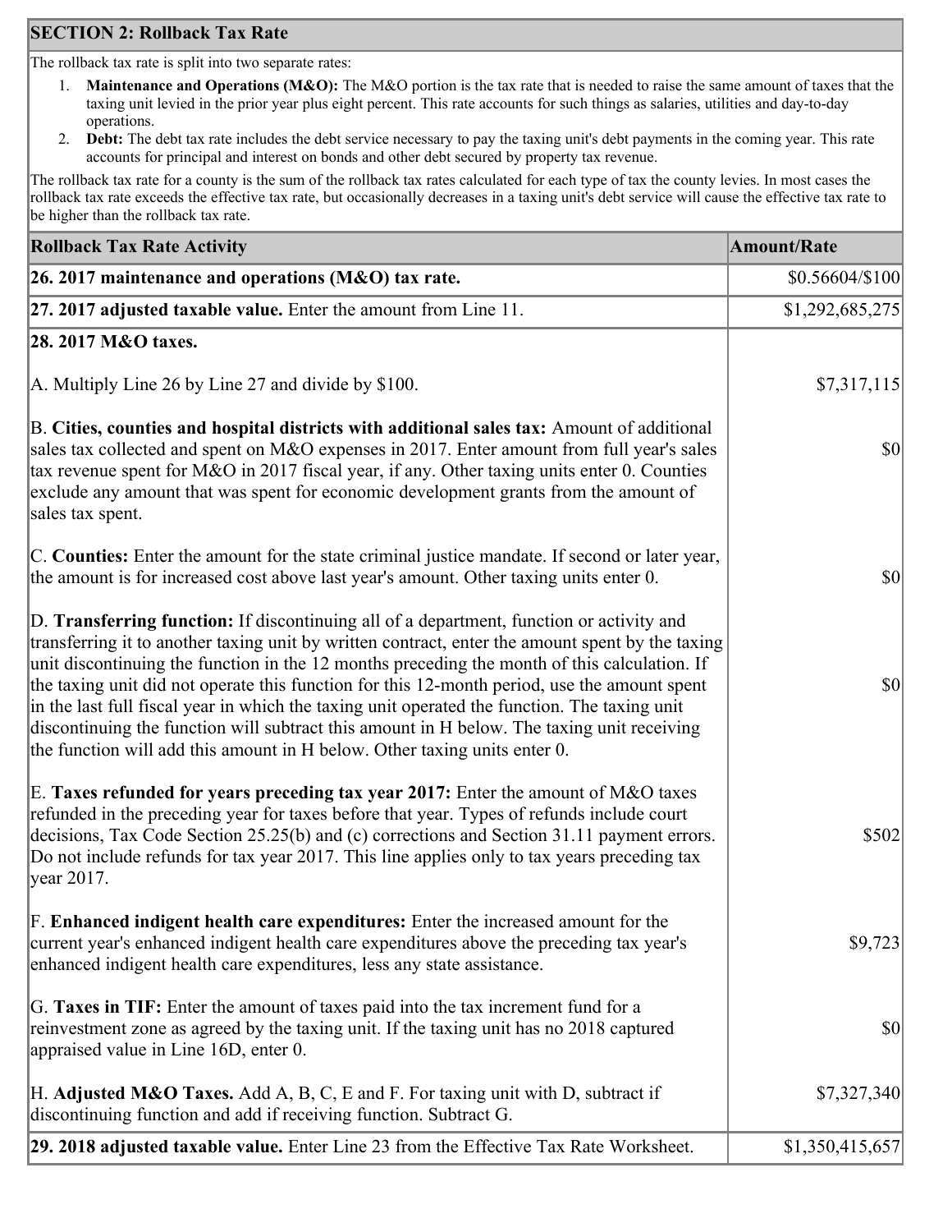## SECTION 2: Rollback Tax Rate

The rollback tax rate is split into two separate rates:

1. **Maintenance and Operations (M&O):** The M&O portion is the tax rate that is needed to raise the same amount of taxes that the taxing unit levied in the prior year plus eight percent. This rate accounts for such things as salaries, utilities and day-to-day operations.
2. **Debt:** The debt tax rate includes the debt service necessary to pay the taxing unit's debt payments in the coming year. This rate accounts for principal and interest on bonds and other debt secured by property tax revenue.

The rollback tax rate for a county is the sum of the rollback tax rates calculated for each type of tax the county levies. In most cases the rollback tax rate exceeds the effective tax rate, but occasionally decreases in a taxing unit's debt service will cause the effective tax rate to be higher than the rollback tax rate.

| Rollback Tax Rate Activity | Amount/Rate |
| --- | --- |
| **26. 2017 maintenance and operations (M&O) tax rate.** | $0.56604/$100 |
| **27. 2017 adjusted taxable value.** Enter the amount from Line 11. | $1,292,685,275 |
| **28. 2017 M&O taxes.** | |
| A. Multiply Line 26 by Line 27 and divide by $100. | $7,317,115 |
| B. **Cities, counties and hospital districts with additional sales tax:** Amount of additional sales tax collected and spent on M&O expenses in 2017. Enter amount from full year's sales tax revenue spent for M&O in 2017 fiscal year, if any. Other taxing units enter 0. Counties exclude any amount that was spent for economic development grants from the amount of sales tax spent. | $0 |
| C. **Counties:** Enter the amount for the state criminal justice mandate. If second or later year, the amount is for increased cost above last year's amount. Other taxing units enter 0. | $0 |
| D. **Transferring function:** If discontinuing all of a department, function or activity and transferring it to another taxing unit by written contract, enter the amount spent by the taxing unit discontinuing the function in the 12 months preceding the month of this calculation. If the taxing unit did not operate this function for this 12-month period, use the amount spent in the last full fiscal year in which the taxing unit operated the function. The taxing unit discontinuing the function will subtract this amount in H below. The taxing unit receiving the function will add this amount in H below. Other taxing units enter 0. | $0 |
| E. **Taxes refunded for years preceding tax year 2017:** Enter the amount of M&O taxes refunded in the preceding year for taxes before that year. Types of refunds include court decisions, Tax Code Section 25.25(b) and (c) corrections and Section 31.11 payment errors. Do not include refunds for tax year 2017. This line applies only to tax years preceding tax year 2017. | $502 |
| F. **Enhanced indigent health care expenditures:** Enter the increased amount for the current year's enhanced indigent health care expenditures above the preceding tax year's enhanced indigent health care expenditures, less any state assistance. | $9,723 |
| G. **Taxes in TIF:** Enter the amount of taxes paid into the tax increment fund for a reinvestment zone as agreed by the taxing unit. If the taxing unit has no 2018 captured appraised value in Line 16D, enter 0. | $0 |
| H. **Adjusted M&O Taxes.** Add A, B, C, E and F. For taxing unit with D, subtract if discontinuing function and add if receiving function. Subtract G. | $7,327,340 |
| **29. 2018 adjusted taxable value.** Enter Line 23 from the Effective Tax Rate Worksheet. | $1,350,415,657 |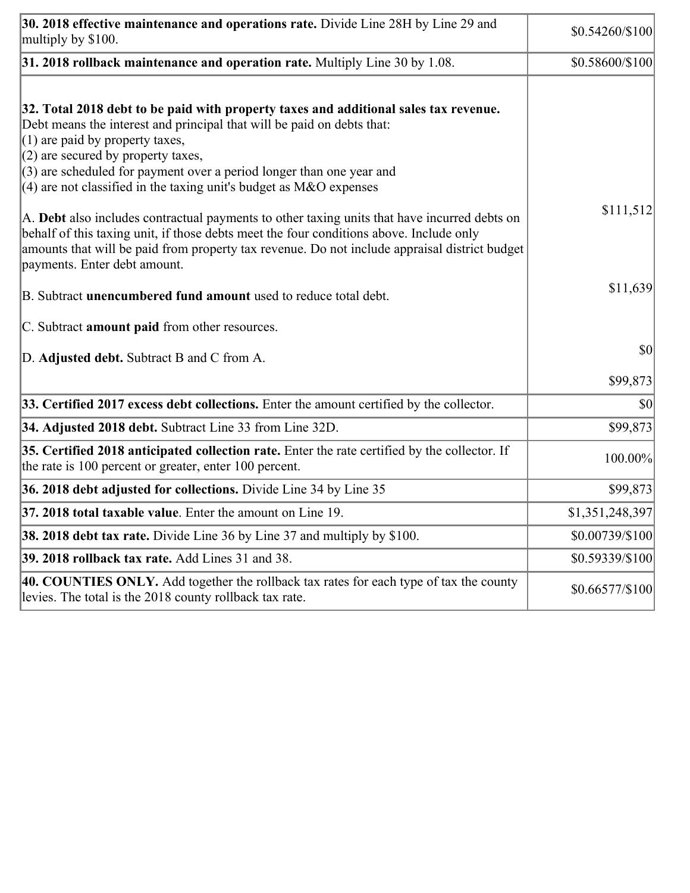| | |
|---|---|
| **30. 2018 effective maintenance and operations rate.** Divide Line 28H by Line 29 and multiply by $100. | $0.54260/$100 |
| **31. 2018 rollback maintenance and operation rate.** Multiply Line 30 by 1.08. | $0.58600/$100 |
| **32. Total 2018 debt to be paid with property taxes and additional sales tax revenue.** Debt means the interest and principal that will be paid on debts that:<br>(1) are paid by property taxes,<br>(2) are secured by property taxes,<br>(3) are scheduled for payment over a period longer than one year and<br>(4) are not classified in the taxing unit's budget as M&O expenses<br><br>A. **Debt** also includes contractual payments to other taxing units that have incurred debts on behalf of this taxing unit, if those debts meet the four conditions above. Include only amounts that will be paid from property tax revenue. Do not include appraisal district budget payments. Enter debt amount.<br><br>B. Subtract **unencumbered fund amount** used to reduce total debt.<br><br>C. Subtract **amount paid** from other resources.<br><br>D. **Adjusted debt.** Subtract B and C from A. | $111,512<br><br>$11,639<br><br>$0<br><br>$99,873 |
| **33. Certified 2017 excess debt collections.** Enter the amount certified by the collector. | $0 |
| **34. Adjusted 2018 debt.** Subtract Line 33 from Line 32D. | $99,873 |
| **35. Certified 2018 anticipated collection rate.** Enter the rate certified by the collector. If the rate is 100 percent or greater, enter 100 percent. | 100.00% |
| **36. 2018 debt adjusted for collections.** Divide Line 34 by Line 35 | $99,873 |
| **37. 2018 total taxable value**. Enter the amount on Line 19. | $1,351,248,397 |
| **38. 2018 debt tax rate.** Divide Line 36 by Line 37 and multiply by $100. | $0.00739/$100 |
| **39. 2018 rollback tax rate.** Add Lines 31 and 38. | $0.59339/$100 |
| **40. COUNTIES ONLY.** Add together the rollback tax rates for each type of tax the county levies. The total is the 2018 county rollback tax rate. | $0.66577/$100 |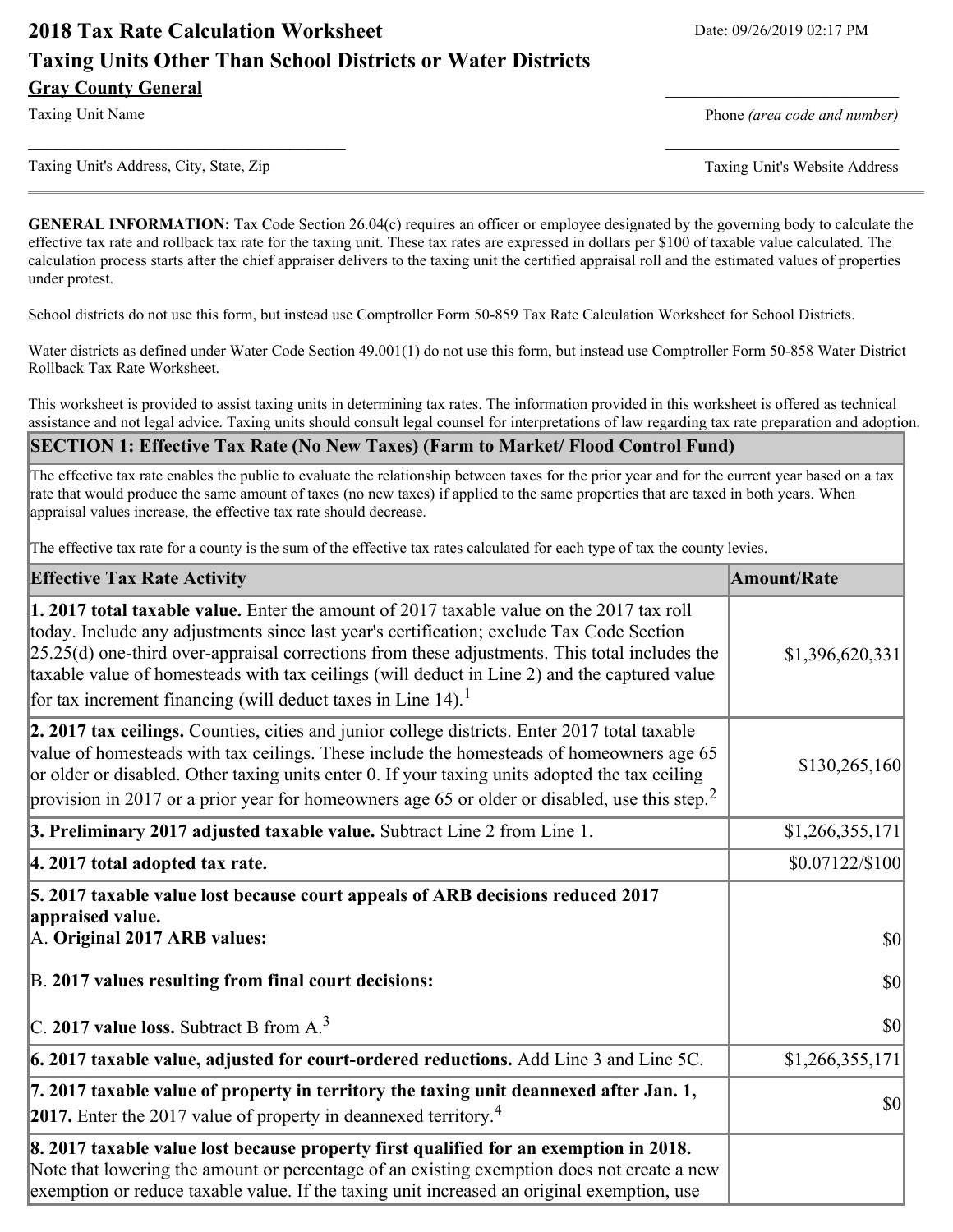# 2018 Tax Rate Calculation Worksheet

Date: 09/26/2019 02:17 PM

## Taxing Units Other Than School Districts or Water Districts

**Gray County General**

Taxing Unit Name

Phone *(area code and number)*

Taxing Unit's Address, City, State, Zip

Taxing Unit's Website Address

---

**GENERAL INFORMATION:** Tax Code Section 26.04(c) requires an officer or employee designated by the governing body to calculate the effective tax rate and rollback tax rate for the taxing unit. These tax rates are expressed in dollars per $100 of taxable value calculated. The calculation process starts after the chief appraiser delivers to the taxing unit the certified appraisal roll and the estimated values of properties under protest.

School districts do not use this form, but instead use Comptroller Form 50-859 Tax Rate Calculation Worksheet for School Districts.

Water districts as defined under Water Code Section 49.001(1) do not use this form, but instead use Comptroller Form 50-858 Water District Rollback Tax Rate Worksheet.

This worksheet is provided to assist taxing units in determining tax rates. The information provided in this worksheet is offered as technical assistance and not legal advice. Taxing units should consult legal counsel for interpretations of law regarding tax rate preparation and adoption.

### SECTION 1: Effective Tax Rate (No New Taxes) (Farm to Market/ Flood Control Fund)

The effective tax rate enables the public to evaluate the relationship between taxes for the prior year and for the current year based on a tax rate that would produce the same amount of taxes (no new taxes) if applied to the same properties that are taxed in both years. When appraisal values increase, the effective tax rate should decrease.

The effective tax rate for a county is the sum of the effective tax rates calculated for each type of tax the county levies.

| Effective Tax Rate Activity | Amount/Rate |
|---|---|
| **1. 2017 total taxable value.** Enter the amount of 2017 taxable value on the 2017 tax roll today. Include any adjustments since last year's certification; exclude Tax Code Section 25.25(d) one-third over-appraisal corrections from these adjustments. This total includes the taxable value of homesteads with tax ceilings (will deduct in Line 2) and the captured value for tax increment financing (will deduct taxes in Line 14).[1] | $1,396,620,331 |
| **2. 2017 tax ceilings.** Counties, cities and junior college districts. Enter 2017 total taxable value of homesteads with tax ceilings. These include the homesteads of homeowners age 65 or older or disabled. Other taxing units enter 0. If your taxing units adopted the tax ceiling provision in 2017 or a prior year for homeowners age 65 or older or disabled, use this step.[2] | $130,265,160 |
| **3. Preliminary 2017 adjusted taxable value.** Subtract Line 2 from Line 1. | $1,266,355,171 |
| **4. 2017 total adopted tax rate.** | $0.07122/$100 |
| **5. 2017 taxable value lost because court appeals of ARB decisions reduced 2017 appraised value.**<br>A. **Original 2017 ARB values:**<br>B. **2017 values resulting from final court decisions:**<br>C. **2017 value loss.** Subtract B from A.[3] | <br><br>$0<br>$0<br>$0 |
| **6. 2017 taxable value, adjusted for court-ordered reductions.** Add Line 3 and Line 5C. | $1,266,355,171 |
| **7. 2017 taxable value of property in territory the taxing unit deannexed after Jan. 1, 2017.** Enter the 2017 value of property in deannexed territory.[4] | $0 |
| **8. 2017 taxable value lost because property first qualified for an exemption in 2018.** Note that lowering the amount or percentage of an existing exemption does not create a new exemption or reduce taxable value. If the taxing unit increased an original exemption, use | |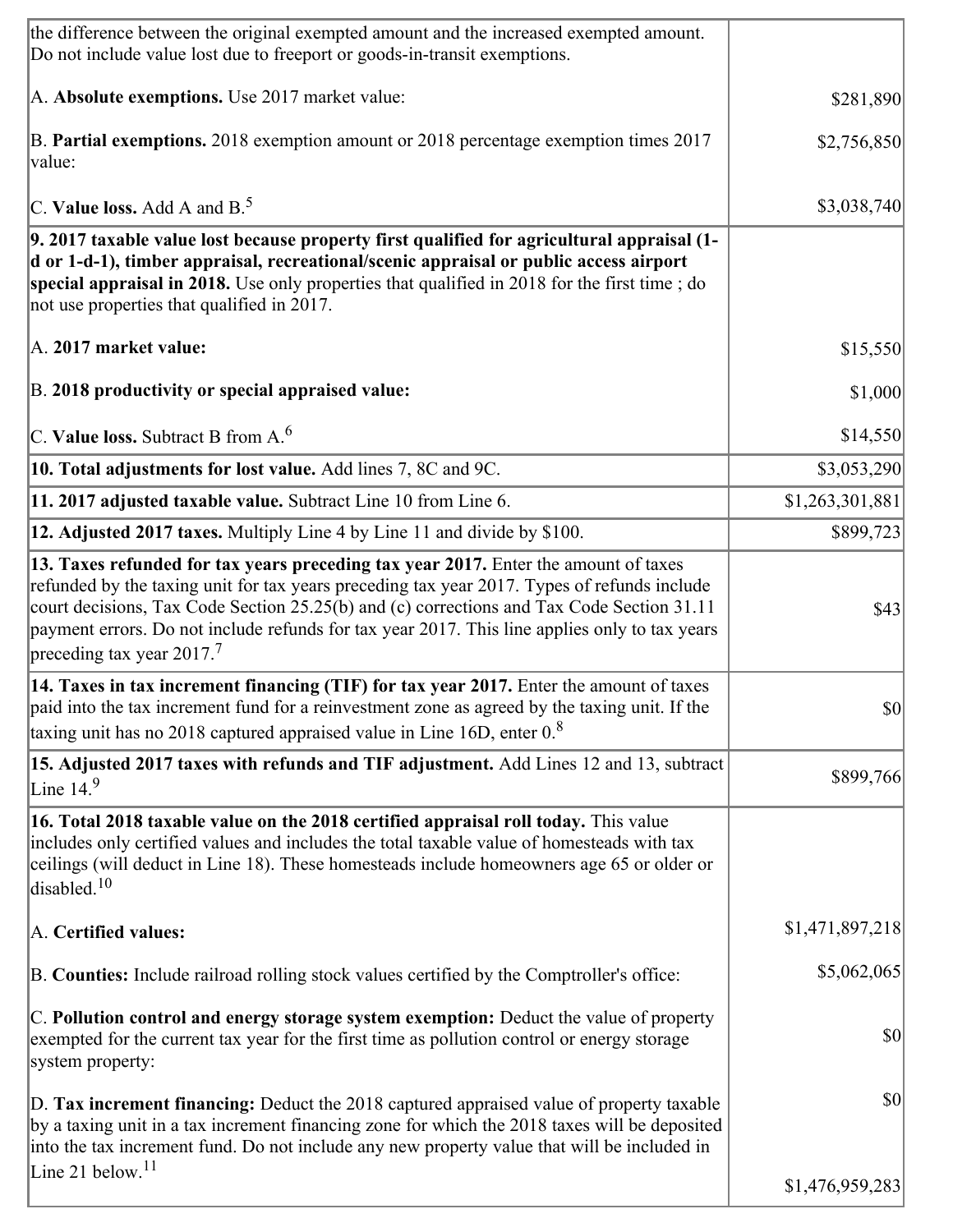| | |
|---|---|
| the difference between the original exempted amount and the increased exempted amount. Do not include value lost due to freeport or goods-in-transit exemptions.<br><br>A. **Absolute exemptions.** Use 2017 market value:<br><br>B. **Partial exemptions.** 2018 exemption amount or 2018 percentage exemption times 2017 value:<br><br>C. **Value loss.** Add A and B.[5] | <br><br>$281,890<br><br>$2,756,850<br><br>$3,038,740 |
| **9. 2017 taxable value lost because property first qualified for agricultural appraisal (1-d or 1-d-1), timber appraisal, recreational/scenic appraisal or public access airport special appraisal in 2018.** Use only properties that qualified in 2018 for the first time ; do not use properties that qualified in 2017.<br><br>A. **2017 market value:**<br><br>B. **2018 productivity or special appraised value:**<br><br>C. **Value loss.** Subtract B from A.[6] | <br><br><br><br>$15,550<br><br>$1,000<br><br>$14,550 |
| **10. Total adjustments for lost value.** Add lines 7, 8C and 9C. | $3,053,290 |
| **11. 2017 adjusted taxable value.** Subtract Line 10 from Line 6. | $1,263,301,881 |
| **12. Adjusted 2017 taxes.** Multiply Line 4 by Line 11 and divide by $100. | $899,723 |
| **13. Taxes refunded for tax years preceding tax year 2017.** Enter the amount of taxes refunded by the taxing unit for tax years preceding tax year 2017. Types of refunds include court decisions, Tax Code Section 25.25(b) and (c) corrections and Tax Code Section 31.11 payment errors. Do not include refunds for tax year 2017. This line applies only to tax years preceding tax year 2017.[7] | $43 |
| **14. Taxes in tax increment financing (TIF) for tax year 2017.** Enter the amount of taxes paid into the tax increment fund for a reinvestment zone as agreed by the taxing unit. If the taxing unit has no 2018 captured appraised value in Line 16D, enter 0.[8] | $0 |
| **15. Adjusted 2017 taxes with refunds and TIF adjustment.** Add Lines 12 and 13, subtract Line 14.[9] | $899,766 |
| **16. Total 2018 taxable value on the 2018 certified appraisal roll today.** This value includes only certified values and includes the total taxable value of homesteads with tax ceilings (will deduct in Line 18). These homesteads include homeowners age 65 or older or disabled.[10]<br><br>A. **Certified values:**<br><br>B. **Counties:** Include railroad rolling stock values certified by the Comptroller's office:<br><br>C. **Pollution control and energy storage system exemption:** Deduct the value of property exempted for the current tax year for the first time as pollution control or energy storage system property:<br><br>D. **Tax increment financing:** Deduct the 2018 captured appraised value of property taxable by a taxing unit in a tax increment financing zone for which the 2018 taxes will be deposited into the tax increment fund. Do not include any new property value that will be included in Line 21 below.[11] | <br><br><br><br>$1,471,897,218<br><br>$5,062,065<br><br>$0<br><br>$0<br><br>$1,476,959,283 |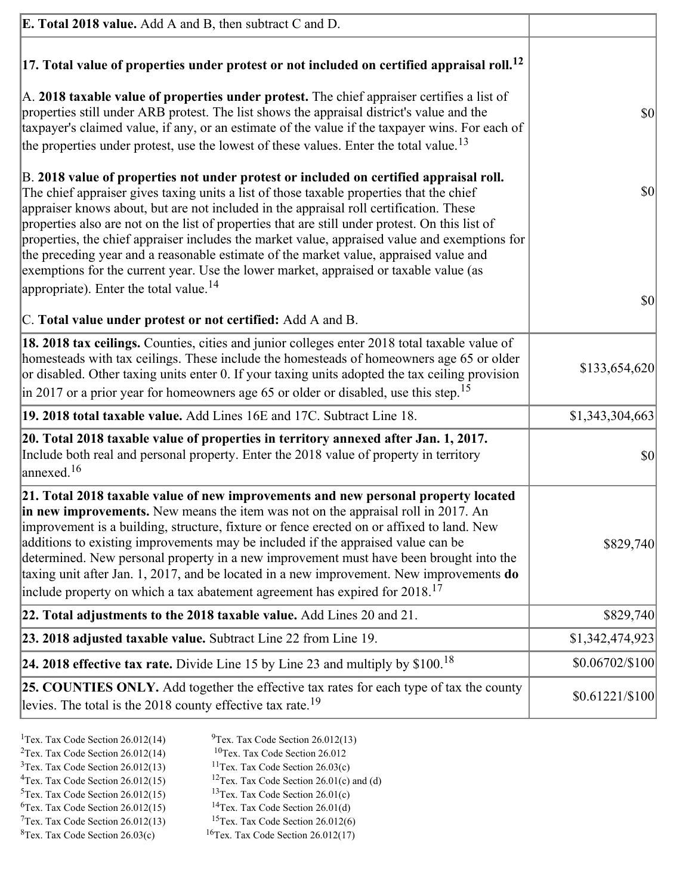| | |
|---|---|
| **E. Total 2018 value.** Add A and B, then subtract C and D. | |
| **17. Total value of properties under protest or not included on certified appraisal roll.**[12]<br><br>A. **2018 taxable value of properties under protest.** The chief appraiser certifies a list of properties still under ARB protest. The list shows the appraisal district's value and the taxpayer's claimed value, if any, or an estimate of the value if the taxpayer wins. For each of the properties under protest, use the lowest of these values. Enter the total value.[13]<br><br>B. **2018 value of properties not under protest or included on certified appraisal roll.** The chief appraiser gives taxing units a list of those taxable properties that the chief appraiser knows about, but are not included in the appraisal roll certification. These properties also are not on the list of properties that are still under protest. On this list of properties, the chief appraiser includes the market value, appraised value and exemptions for the preceding year and a reasonable estimate of the market value, appraised value and exemptions for the current year. Use the lower market, appraised or taxable value (as appropriate). Enter the total value.[14]<br><br>C. **Total value under protest or not certified:** Add A and B. | <br><br>$0<br><br>$0<br><br>$0 |
| **18. 2018 tax ceilings.** Counties, cities and junior colleges enter 2018 total taxable value of homesteads with tax ceilings. These include the homesteads of homeowners age 65 or older or disabled. Other taxing units enter 0. If your taxing units adopted the tax ceiling provision in 2017 or a prior year for homeowners age 65 or older or disabled, use this step.[15] | $133,654,620 |
| **19. 2018 total taxable value.** Add Lines 16E and 17C. Subtract Line 18. | $1,343,304,663 |
| **20. Total 2018 taxable value of properties in territory annexed after Jan. 1, 2017.** Include both real and personal property. Enter the 2018 value of property in territory annexed.[16] | $0 |
| **21. Total 2018 taxable value of new improvements and new personal property located in new improvements.** New means the item was not on the appraisal roll in 2017. An improvement is a building, structure, fixture or fence erected on or affixed to land. New additions to existing improvements may be included if the appraised value can be determined. New personal property in a new improvement must have been brought into the taxing unit after Jan. 1, 2017, and be located in a new improvement. New improvements **do** include property on which a tax abatement agreement has expired for 2018.[17] | $829,740 |
| **22. Total adjustments to the 2018 taxable value.** Add Lines 20 and 21. | $829,740 |
| **23. 2018 adjusted taxable value.** Subtract Line 22 from Line 19. | $1,342,474,923 |
| **24. 2018 effective tax rate.** Divide Line 15 by Line 23 and multiply by $100.[18] | $0.06702/$100 |
| **25. COUNTIES ONLY.** Add together the effective tax rates for each type of tax the county levies. The total is the 2018 county effective tax rate.[19] | $0.61221/$100 |

[1] Tex. Tax Code Section 26.012(14)
[2] Tex. Tax Code Section 26.012(14)
[3] Tex. Tax Code Section 26.012(13)
[4] Tex. Tax Code Section 26.012(15)
[5] Tex. Tax Code Section 26.012(15)
[6] Tex. Tax Code Section 26.012(15)
[7] Tex. Tax Code Section 26.012(13)
[8] Tex. Tax Code Section 26.03(c)
[9] Tex. Tax Code Section 26.012(13)
[10] Tex. Tax Code Section 26.012
[11] Tex. Tax Code Section 26.03(c)
[12] Tex. Tax Code Section 26.01(c) and (d)
[13] Tex. Tax Code Section 26.01(c)
[14] Tex. Tax Code Section 26.01(d)
[15] Tex. Tax Code Section 26.012(6)
[16] Tex. Tax Code Section 26.012(17)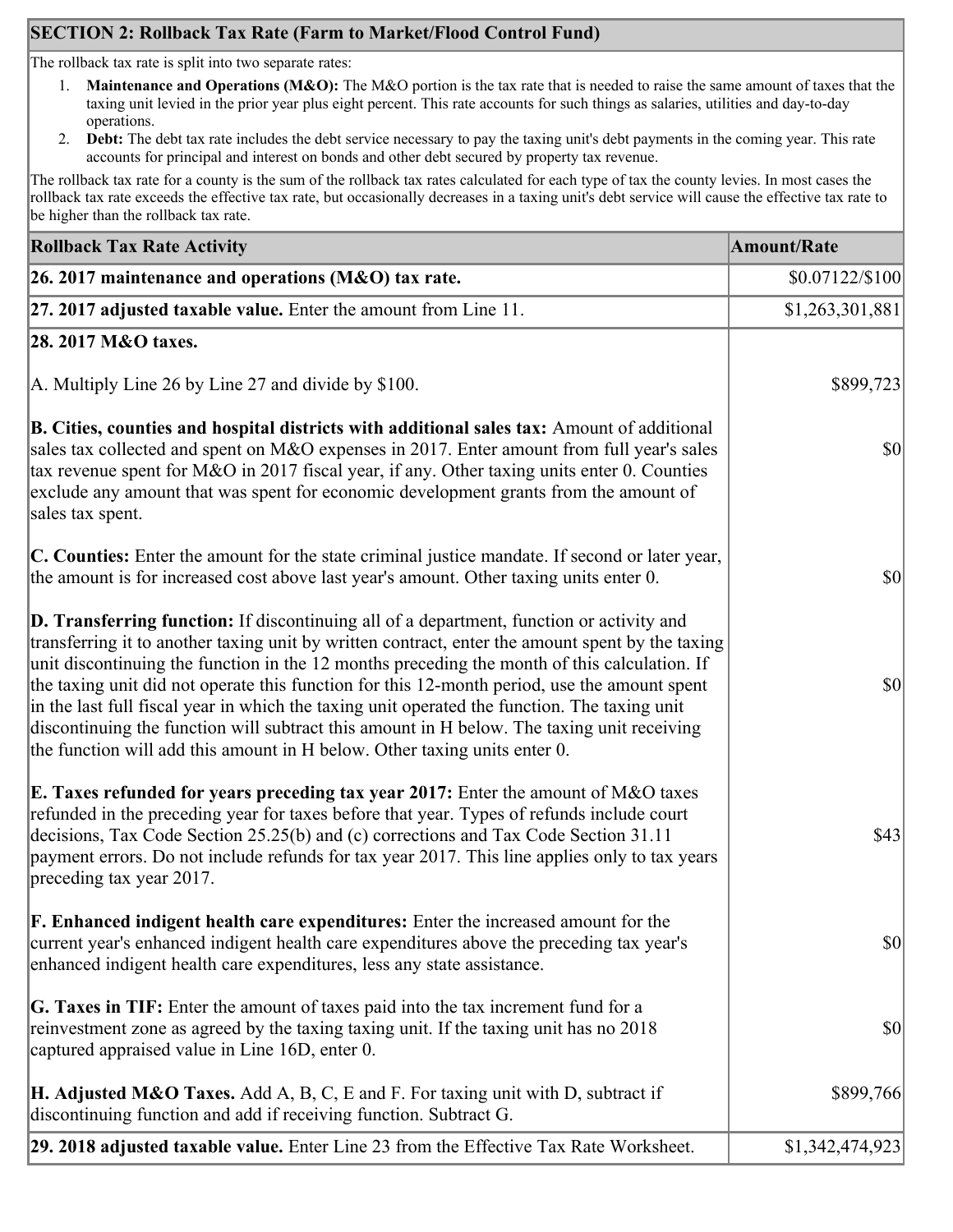## SECTION 2: Rollback Tax Rate (Farm to Market/Flood Control Fund)

The rollback tax rate is split into two separate rates:

1. **Maintenance and Operations (M&O):** The M&O portion is the tax rate that is needed to raise the same amount of taxes that the taxing unit levied in the prior year plus eight percent. This rate accounts for such things as salaries, utilities and day-to-day operations.
2. **Debt:** The debt tax rate includes the debt service necessary to pay the taxing unit's debt payments in the coming year. This rate accounts for principal and interest on bonds and other debt secured by property tax revenue.

The rollback tax rate for a county is the sum of the rollback tax rates calculated for each type of tax the county levies. In most cases the rollback tax rate exceeds the effective tax rate, but occasionally decreases in a taxing unit's debt service will cause the effective tax rate to be higher than the rollback tax rate.

| Rollback Tax Rate Activity | Amount/Rate |
| --- | --- |
| **26. 2017 maintenance and operations (M&O) tax rate.** | $0.07122/$100 |
| **27. 2017 adjusted taxable value.** Enter the amount from Line 11. | $1,263,301,881 |
| **28. 2017 M&O taxes.** | |
| A. Multiply Line 26 by Line 27 and divide by $100. | $899,723 |
| **B. Cities, counties and hospital districts with additional sales tax:** Amount of additional sales tax collected and spent on M&O expenses in 2017. Enter amount from full year's sales tax revenue spent for M&O in 2017 fiscal year, if any. Other taxing units enter 0. Counties exclude any amount that was spent for economic development grants from the amount of sales tax spent. | $0 |
| **C. Counties:** Enter the amount for the state criminal justice mandate. If second or later year, the amount is for increased cost above last year's amount. Other taxing units enter 0. | $0 |
| **D. Transferring function:** If discontinuing all of a department, function or activity and transferring it to another taxing unit by written contract, enter the amount spent by the taxing unit discontinuing the function in the 12 months preceding the month of this calculation. If the taxing unit did not operate this function for this 12-month period, use the amount spent in the last full fiscal year in which the taxing unit operated the function. The taxing unit discontinuing the function will subtract this amount in H below. The taxing unit receiving the function will add this amount in H below. Other taxing units enter 0. | $0 |
| **E. Taxes refunded for years preceding tax year 2017:** Enter the amount of M&O taxes refunded in the preceding year for taxes before that year. Types of refunds include court decisions, Tax Code Section 25.25(b) and (c) corrections and Tax Code Section 31.11 payment errors. Do not include refunds for tax year 2017. This line applies only to tax years preceding tax year 2017. | $43 |
| **F. Enhanced indigent health care expenditures:** Enter the increased amount for the current year's enhanced indigent health care expenditures above the preceding tax year's enhanced indigent health care expenditures, less any state assistance. | $0 |
| **G. Taxes in TIF:** Enter the amount of taxes paid into the tax increment fund for a reinvestment zone as agreed by the taxing taxing unit. If the taxing unit has no 2018 captured appraised value in Line 16D, enter 0. | $0 |
| **H. Adjusted M&O Taxes.** Add A, B, C, E and F. For taxing unit with D, subtract if discontinuing function and add if receiving function. Subtract G. | $899,766 |
| **29. 2018 adjusted taxable value.** Enter Line 23 from the Effective Tax Rate Worksheet. | $1,342,474,923 |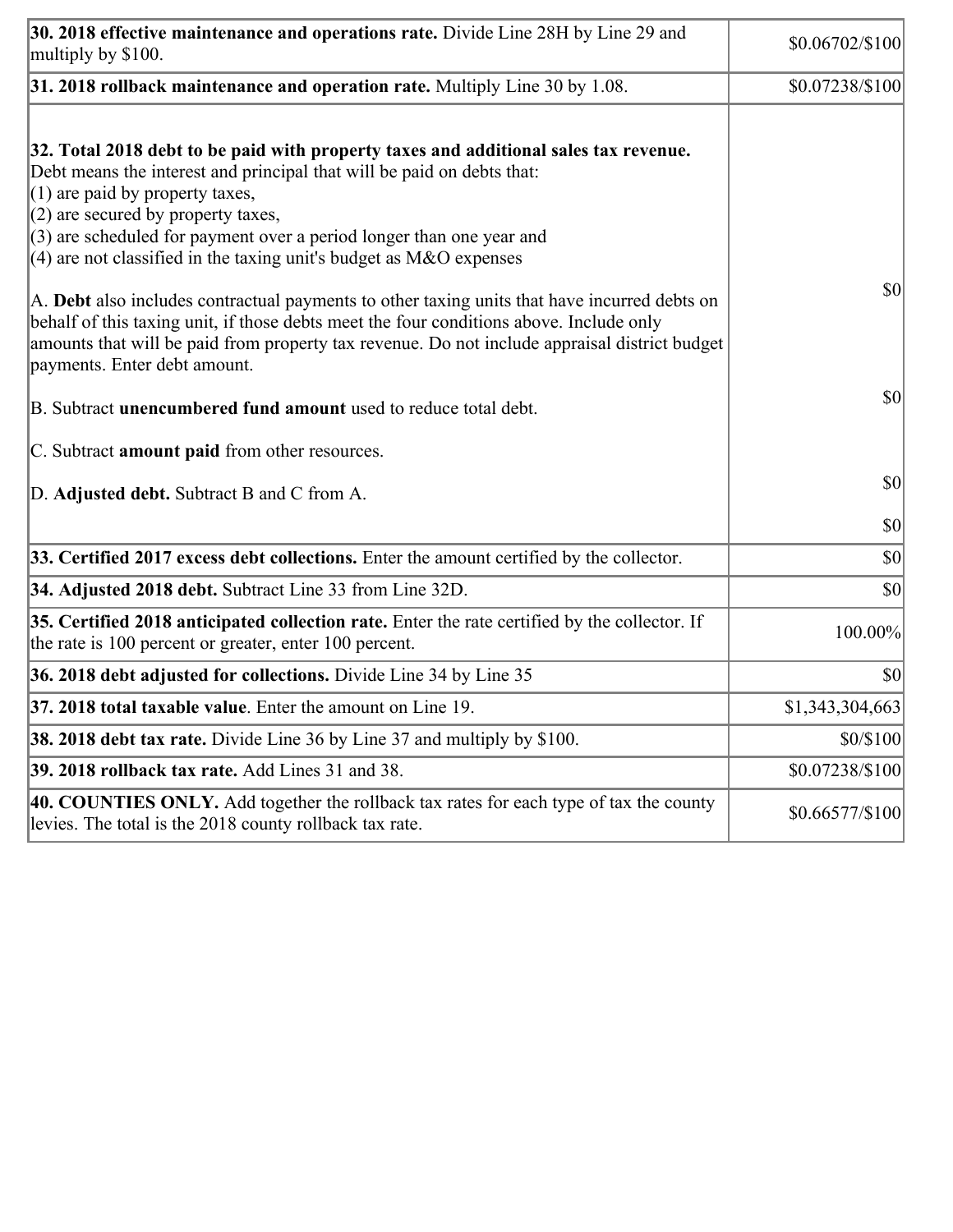| | |
|---|---|
| **30. 2018 effective maintenance and operations rate.** Divide Line 28H by Line 29 and multiply by $100. | $0.06702/$100 |
| **31. 2018 rollback maintenance and operation rate.** Multiply Line 30 by 1.08. | $0.07238/$100 |
| **32. Total 2018 debt to be paid with property taxes and additional sales tax revenue.** Debt means the interest and principal that will be paid on debts that:<br>(1) are paid by property taxes,<br>(2) are secured by property taxes,<br>(3) are scheduled for payment over a period longer than one year and<br>(4) are not classified in the taxing unit's budget as M&O expenses<br><br>A. **Debt** also includes contractual payments to other taxing units that have incurred debts on behalf of this taxing unit, if those debts meet the four conditions above. Include only amounts that will be paid from property tax revenue. Do not include appraisal district budget payments. Enter debt amount.<br><br>B. Subtract **unencumbered fund amount** used to reduce total debt.<br><br>C. Subtract **amount paid** from other resources.<br><br>D. **Adjusted debt.** Subtract B and C from A. | $0<br><br>$0<br><br>$0<br><br>$0 |
| **33. Certified 2017 excess debt collections.** Enter the amount certified by the collector. | $0 |
| **34. Adjusted 2018 debt.** Subtract Line 33 from Line 32D. | $0 |
| **35. Certified 2018 anticipated collection rate.** Enter the rate certified by the collector. If the rate is 100 percent or greater, enter 100 percent. | 100.00% |
| **36. 2018 debt adjusted for collections.** Divide Line 34 by Line 35 | $0 |
| **37. 2018 total taxable value**. Enter the amount on Line 19. | $1,343,304,663 |
| **38. 2018 debt tax rate.** Divide Line 36 by Line 37 and multiply by $100. | $0/$100 |
| **39. 2018 rollback tax rate.** Add Lines 31 and 38. | $0.07238/$100 |
| **40. COUNTIES ONLY.** Add together the rollback tax rates for each type of tax the county levies. The total is the 2018 county rollback tax rate. | $0.66577/$100 |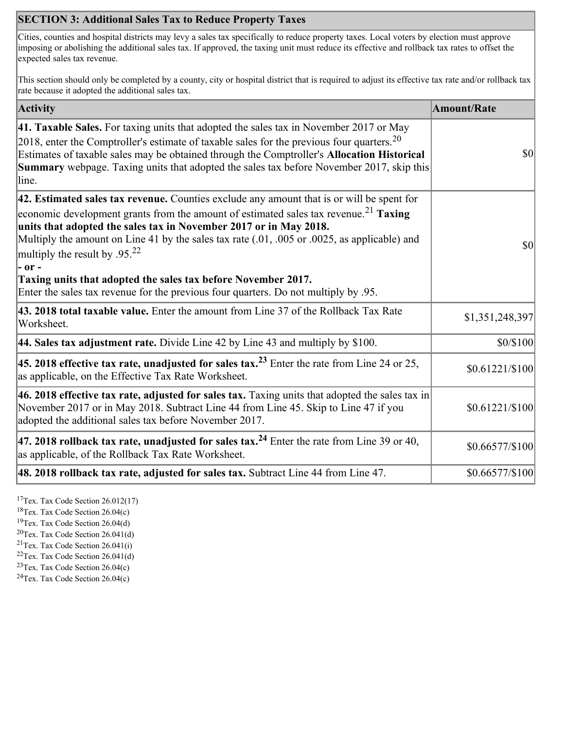## SECTION 3: Additional Sales Tax to Reduce Property Taxes

Cities, counties and hospital districts may levy a sales tax specifically to reduce property taxes. Local voters by election must approve imposing or abolishing the additional sales tax. If approved, the taxing unit must reduce its effective and rollback tax rates to offset the expected sales tax revenue.

This section should only be completed by a county, city or hospital district that is required to adjust its effective tax rate and/or rollback tax rate because it adopted the additional sales tax.

| Activity | Amount/Rate |
|---|---|
| **41. Taxable Sales.** For taxing units that adopted the sales tax in November 2017 or May 2018, enter the Comptroller's estimate of taxable sales for the previous four quarters.[20] Estimates of taxable sales may be obtained through the Comptroller's **Allocation Historical Summary** webpage. Taxing units that adopted the sales tax before November 2017, skip this line. | $0 |
| **42. Estimated sales tax revenue.** Counties exclude any amount that is or will be spent for economic development grants from the amount of estimated sales tax revenue.[21] **Taxing units that adopted the sales tax in November 2017 or in May 2018.** Multiply the amount on Line 41 by the sales tax rate (.01, .005 or .0025, as applicable) and multiply the result by .95.[22] **- or -** **Taxing units that adopted the sales tax before November 2017.** Enter the sales tax revenue for the previous four quarters. Do not multiply by .95. | $0 |
| **43. 2018 total taxable value.** Enter the amount from Line 37 of the Rollback Tax Rate Worksheet. | $1,351,248,397 |
| **44. Sales tax adjustment rate.** Divide Line 42 by Line 43 and multiply by $100. | $0/$100 |
| **45. 2018 effective tax rate, unadjusted for sales tax.**[23] Enter the rate from Line 24 or 25, as applicable, on the Effective Tax Rate Worksheet. | $0.61221/$100 |
| **46. 2018 effective tax rate, adjusted for sales tax.** Taxing units that adopted the sales tax in November 2017 or in May 2018. Subtract Line 44 from Line 45. Skip to Line 47 if you adopted the additional sales tax before November 2017. | $0.61221/$100 |
| **47. 2018 rollback tax rate, unadjusted for sales tax.**[24] Enter the rate from Line 39 or 40, as applicable, of the Rollback Tax Rate Worksheet. | $0.66577/$100 |
| **48. 2018 rollback tax rate, adjusted for sales tax.** Subtract Line 44 from Line 47. | $0.66577/$100 |

[17] Tex. Tax Code Section 26.012(17)
[18] Tex. Tax Code Section 26.04(c)
[19] Tex. Tax Code Section 26.04(d)
[20] Tex. Tax Code Section 26.041(d)
[21] Tex. Tax Code Section 26.041(i)
[22] Tex. Tax Code Section 26.041(d)
[23] Tex. Tax Code Section 26.04(c)
[24] Tex. Tax Code Section 26.04(c)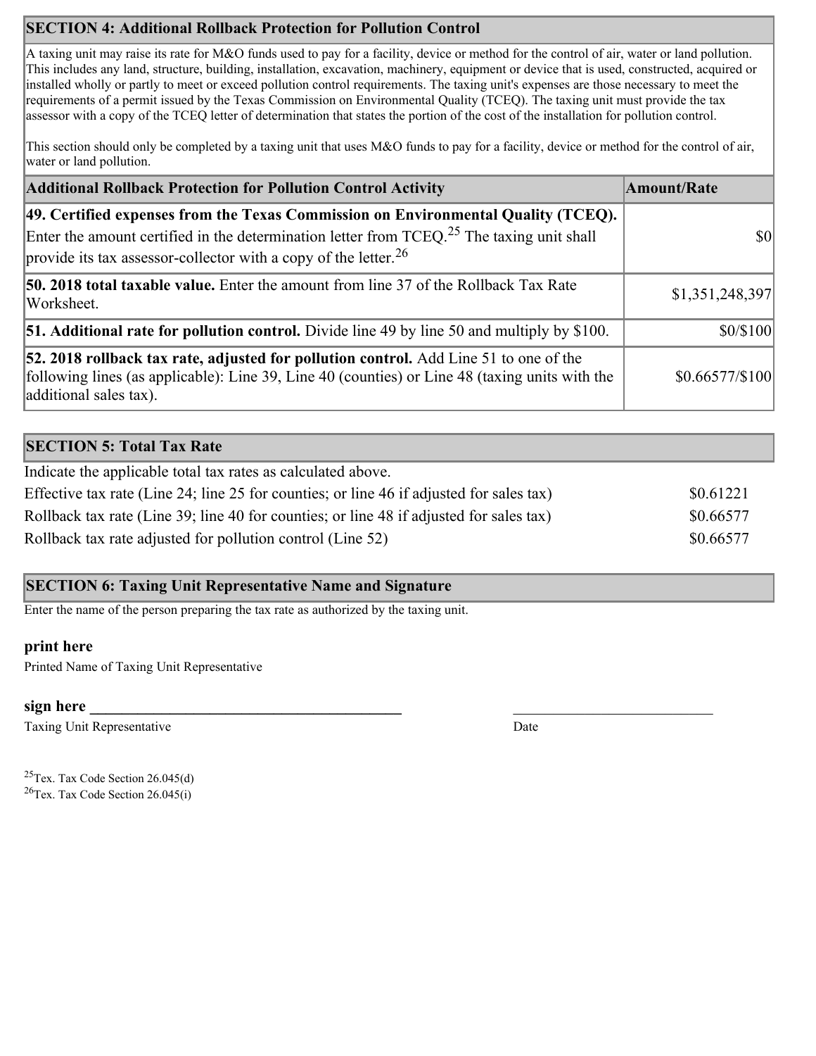## SECTION 4: Additional Rollback Protection for Pollution Control

A taxing unit may raise its rate for M&O funds used to pay for a facility, device or method for the control of air, water or land pollution. This includes any land, structure, building, installation, excavation, machinery, equipment or device that is used, constructed, acquired or installed wholly or partly to meet or exceed pollution control requirements. The taxing unit's expenses are those necessary to meet the requirements of a permit issued by the Texas Commission on Environmental Quality (TCEQ). The taxing unit must provide the tax assessor with a copy of the TCEQ letter of determination that states the portion of the cost of the installation for pollution control.

This section should only be completed by a taxing unit that uses M&O funds to pay for a facility, device or method for the control of air, water or land pollution.

| Additional Rollback Protection for Pollution Control Activity | Amount/Rate |
|---|---|
| **49. Certified expenses from the Texas Commission on Environmental Quality (TCEQ).** Enter the amount certified in the determination letter from TCEQ.[25] The taxing unit shall provide its tax assessor-collector with a copy of the letter.[26] | $0 |
| **50. 2018 total taxable value.** Enter the amount from line 37 of the Rollback Tax Rate Worksheet. | $1,351,248,397 |
| **51. Additional rate for pollution control.** Divide line 49 by line 50 and multiply by $100. | $0/$100 |
| **52. 2018 rollback tax rate, adjusted for pollution control.** Add Line 51 to one of the following lines (as applicable): Line 39, Line 40 (counties) or Line 48 (taxing units with the additional sales tax). | $0.66577/$100 |

## SECTION 5: Total Tax Rate

Indicate the applicable total tax rates as calculated above.

| | |
|---|---|
| Effective tax rate (Line 24; line 25 for counties; or line 46 if adjusted for sales tax) | $0.61221 |
| Rollback tax rate (Line 39; line 40 for counties; or line 48 if adjusted for sales tax) | $0.66577 |
| Rollback tax rate adjusted for pollution control (Line 52) | $0.66577 |

## SECTION 6: Taxing Unit Representative Name and Signature

Enter the name of the person preparing the tax rate as authorized by the taxing unit.

**print here**

Printed Name of Taxing Unit Representative

**sign here** ________________________________________ ____________________________

Taxing Unit Representative Date

[25] Tex. Tax Code Section 26.045(d)
[26] Tex. Tax Code Section 26.045(i)